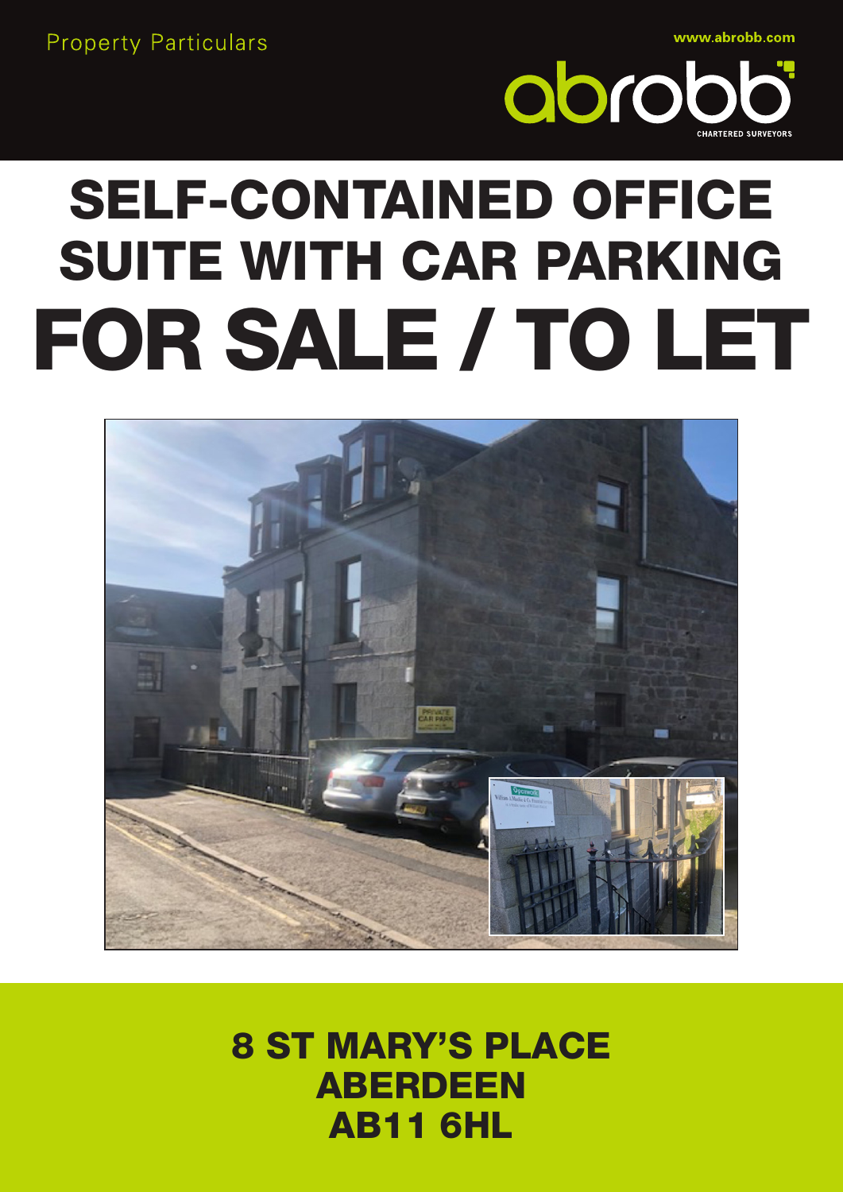Property Particulars

www.abrobb.com

abrobb CHARTERED SURVEYORS

# SELF-CONTAINED OFFICE SUITE WITH CAR PARKING

# FOR SALE / TO LET

## 8 ST MARY'S PLACE
## ABERDEEN
## AB11 6HL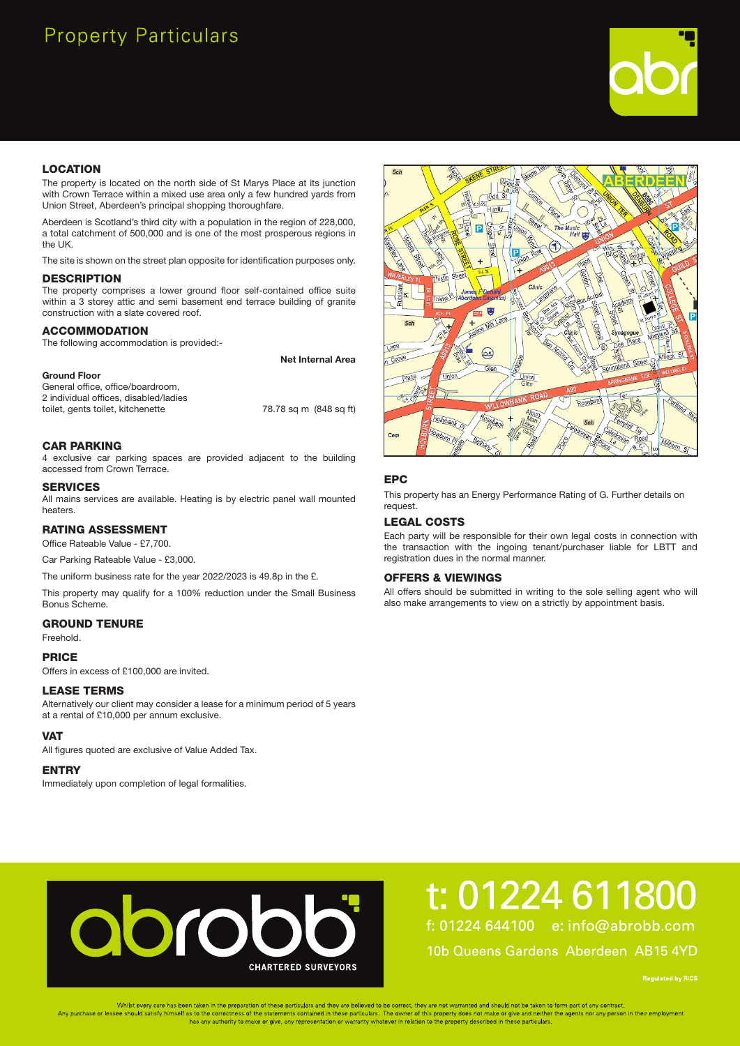# Property Particulars

## LOCATION

The property is located on the north side of St Marys Place at its junction with Crown Terrace within a mixed use area only a few hundred yards from Union Street, Aberdeen's principal shopping thoroughfare.

Aberdeen is Scotland's third city with a population in the region of 228,000, a total catchment of 500,000 and is one of the most prosperous regions in the UK.

The site is shown on the street plan opposite for identification purposes only.

## DESCRIPTION

The property comprises a lower ground floor self-contained office suite within a 3 storey attic and semi basement end terrace building of granite construction with a slate covered roof.

## ACCOMMODATION

The following accommodation is provided:-

| | Net Internal Area |
|---|---|
| **Ground Floor** | |
| General office, office/boardroom, 2 individual offices, disabled/ladies toilet, gents toilet, kitchenette | 78.78 sq m (848 sq ft) |

## CAR PARKING

4 exclusive car parking spaces are provided adjacent to the building accessed from Crown Terrace.

## SERVICES

All mains services are available. Heating is by electric panel wall mounted heaters.

## RATING ASSESSMENT

Office Rateable Value - £7,700.

Car Parking Rateable Value - £3,000.

The uniform business rate for the year 2022/2023 is 49.8p in the £.

This property may qualify for a 100% reduction under the Small Business Bonus Scheme.

## GROUND TENURE

Freehold.

## PRICE

Offers in excess of £100,000 are invited.

## LEASE TERMS

Alternatively our client may consider a lease for a minimum period of 5 years at a rental of £10,000 per annum exclusive.

## VAT

All figures quoted are exclusive of Value Added Tax.

## ENTRY

Immediately upon completion of legal formalities.

## EPC

This property has an Energy Performance Rating of G. Further details on request.

## LEGAL COSTS

Each party will be responsible for their own legal costs in connection with the transaction with the ingoing tenant/purchaser liable for LBTT and registration dues in the normal manner.

## OFFERS & VIEWINGS

All offers should be submitted in writing to the sole selling agent who will also make arrangements to view on a strictly by appointment basis.

abrobb CHARTERED SURVEYORS

t: 01224 611800

f: 01224 644100 e: info@abrobb.com

10b Queens Gardens Aberdeen AB15 4YD

Regulated by RICS

Whilst every care has been taken in the preparation of these particulars and they are believed to be correct, they are not warranted and should not be taken to form part of any contract. Any purchase or lessee should satisfy himself as to the correctness of the statements contained in these particulars. The owner of this property does not make or give and neither the agents nor any person in their employment has any authority to make or give, any representation or warranty whatever in relation to the property described in these particulars.